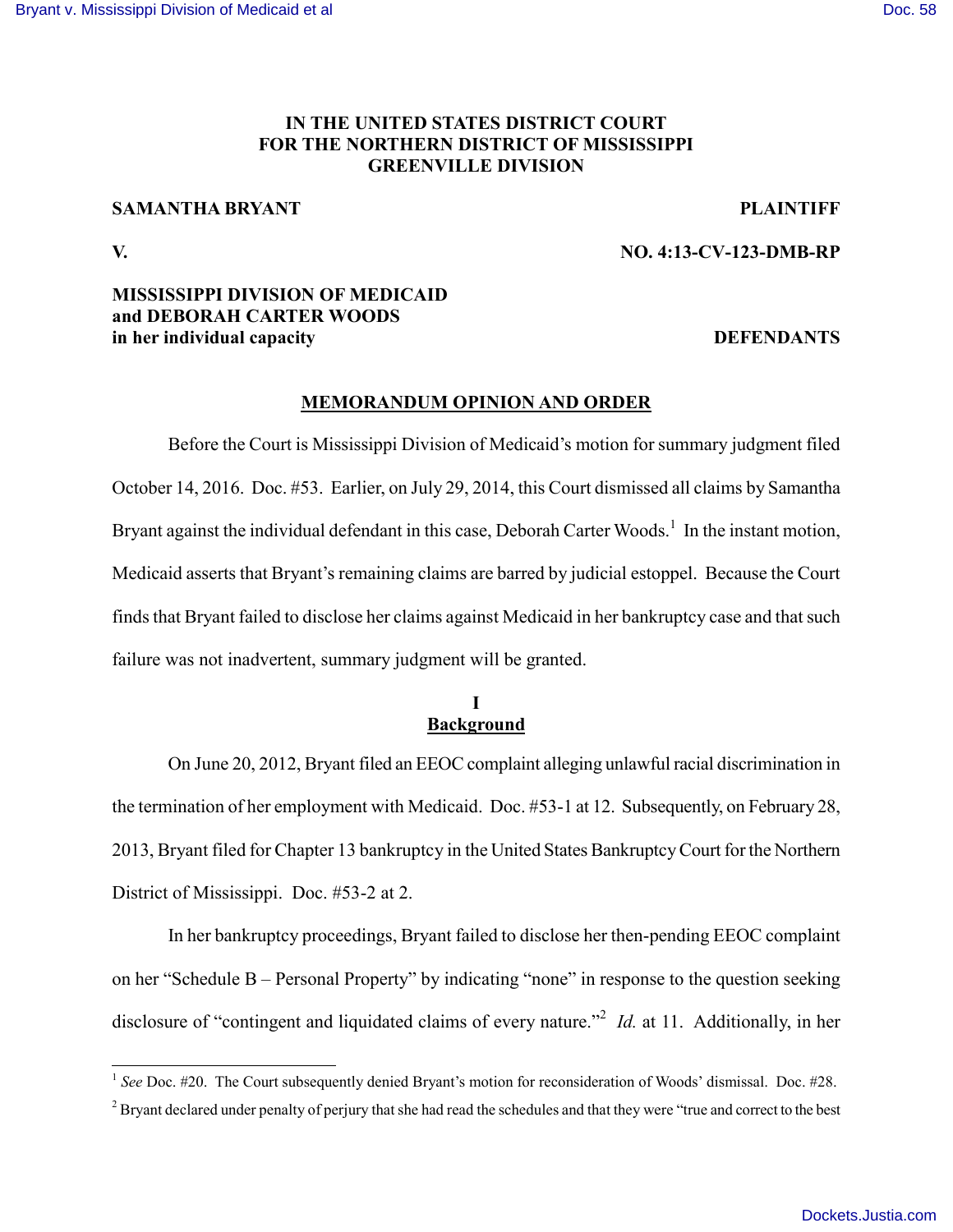**IN THE UNITED STATES DISTRICT COURT**
**FOR THE NORTHERN DISTRICT OF MISSISSIPPI**
**GREENVILLE DIVISION**

**SAMANTHA BRYANT** **PLAINTIFF**

**V.** **NO. 4:13-CV-123-DMB-RP**

**MISSISSIPPI DIVISION OF MEDICAID**
**and DEBORAH CARTER WOODS**
**in her individual capacity** **DEFENDANTS**

**MEMORANDUM OPINION AND ORDER**

Before the Court is Mississippi Division of Medicaid's motion for summary judgment filed October 14, 2016. Doc. #53. Earlier, on July 29, 2014, this Court dismissed all claims by Samantha Bryant against the individual defendant in this case, Deborah Carter Woods.[1] In the instant motion, Medicaid asserts that Bryant's remaining claims are barred by judicial estoppel. Because the Court finds that Bryant failed to disclose her claims against Medicaid in her bankruptcy case and that such failure was not inadvertent, summary judgment will be granted.

## I
## Background

On June 20, 2012, Bryant filed an EEOC complaint alleging unlawful racial discrimination in the termination of her employment with Medicaid. Doc. #53-1 at 12. Subsequently, on February 28, 2013, Bryant filed for Chapter 13 bankruptcy in the United States Bankruptcy Court for the Northern District of Mississippi. Doc. #53-2 at 2.

In her bankruptcy proceedings, Bryant failed to disclose her then-pending EEOC complaint on her "Schedule B – Personal Property" by indicating "none" in response to the question seeking disclosure of "contingent and liquidated claims of every nature."[2] *Id.* at 11. Additionally, in her

---

[1] *See* Doc. #20. The Court subsequently denied Bryant's motion for reconsideration of Woods' dismissal. Doc. #28.

[2] Bryant declared under penalty of perjury that she had read the schedules and that they were "true and correct to the best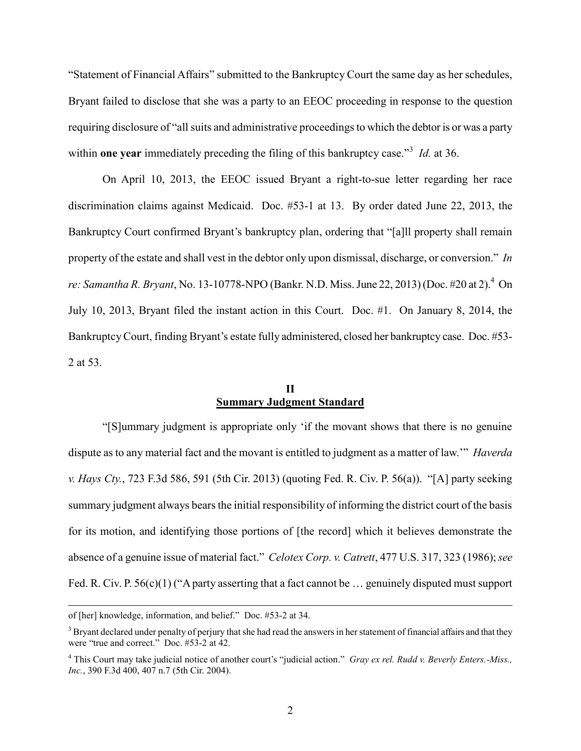"Statement of Financial Affairs" submitted to the Bankruptcy Court the same day as her schedules, Bryant failed to disclose that she was a party to an EEOC proceeding in response to the question requiring disclosure of "all suits and administrative proceedings to which the debtor is or was a party within **one year** immediately preceding the filing of this bankruptcy case."[3] *Id.* at 36.

On April 10, 2013, the EEOC issued Bryant a right-to-sue letter regarding her race discrimination claims against Medicaid. Doc. #53-1 at 13. By order dated June 22, 2013, the Bankruptcy Court confirmed Bryant's bankruptcy plan, ordering that "[a]ll property shall remain property of the estate and shall vest in the debtor only upon dismissal, discharge, or conversion." *In re: Samantha R. Bryant*, No. 13-10778-NPO (Bankr. N.D. Miss. June 22, 2013) (Doc. #20 at 2).[4] On July 10, 2013, Bryant filed the instant action in this Court. Doc. #1. On January 8, 2014, the Bankruptcy Court, finding Bryant's estate fully administered, closed her bankruptcy case. Doc. #53-2 at 53.

## II
## Summary Judgment Standard

"[S]ummary judgment is appropriate only 'if the movant shows that there is no genuine dispute as to any material fact and the movant is entitled to judgment as a matter of law.'" *Haverda v. Hays Cty.*, 723 F.3d 586, 591 (5th Cir. 2013) (quoting Fed. R. Civ. P. 56(a)). "[A] party seeking summary judgment always bears the initial responsibility of informing the district court of the basis for its motion, and identifying those portions of [the record] which it believes demonstrate the absence of a genuine issue of material fact." *Celotex Corp. v. Catrett*, 477 U.S. 317, 323 (1986); *see* Fed. R. Civ. P. 56(c)(1) ("A party asserting that a fact cannot be … genuinely disputed must support

---

of [her] knowledge, information, and belief." Doc. #53-2 at 34.

[3] Bryant declared under penalty of perjury that she had read the answers in her statement of financial affairs and that they were "true and correct." Doc. #53-2 at 42.

[4] This Court may take judicial notice of another court's "judicial action." *Gray ex rel. Rudd v. Beverly Enters.-Miss., Inc.*, 390 F.3d 400, 407 n.7 (5th Cir. 2004).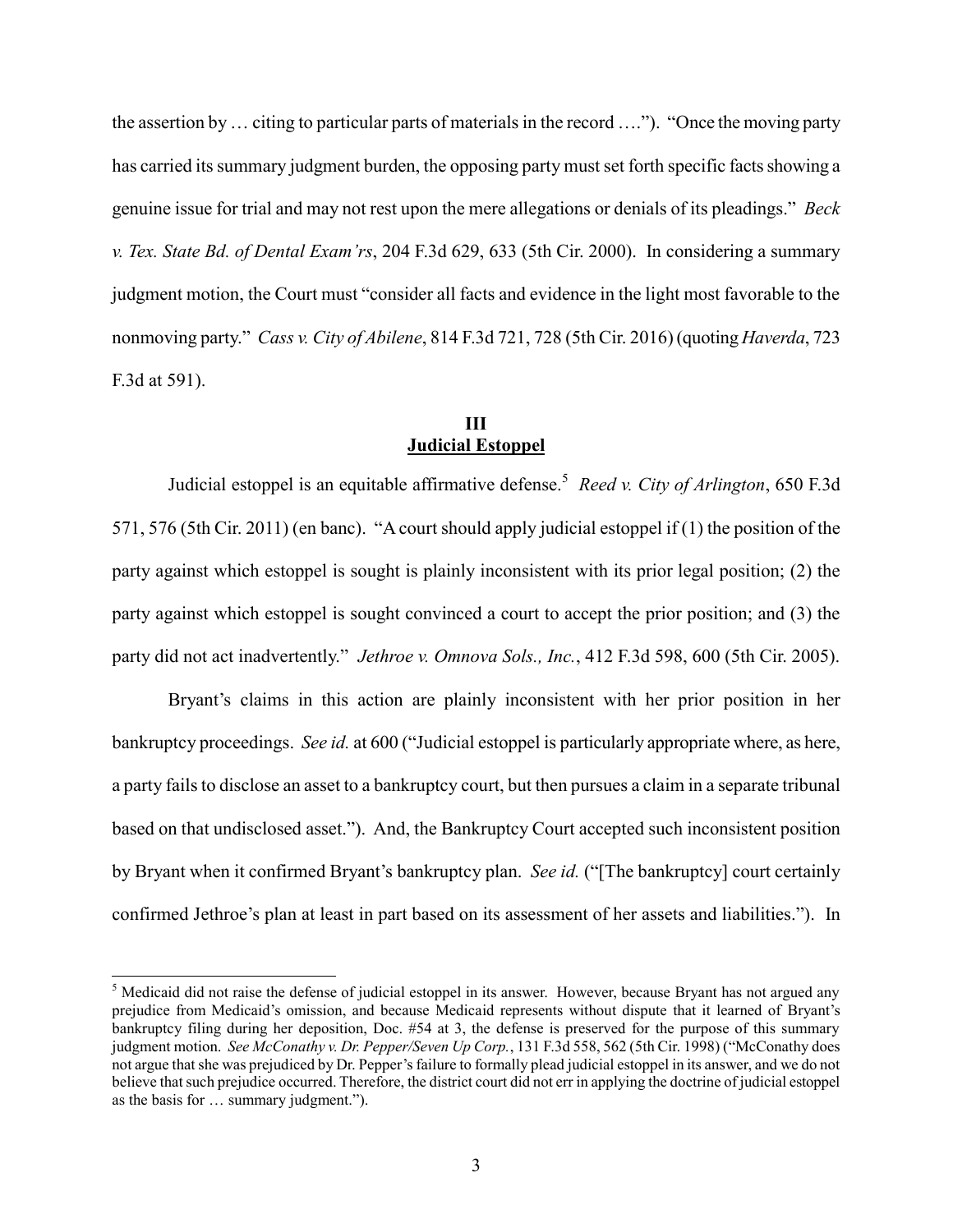the assertion by … citing to particular parts of materials in the record ….”). “Once the moving party has carried its summary judgment burden, the opposing party must set forth specific facts showing a genuine issue for trial and may not rest upon the mere allegations or denials of its pleadings.” *Beck v. Tex. State Bd. of Dental Exam'rs*, 204 F.3d 629, 633 (5th Cir. 2000). In considering a summary judgment motion, the Court must “consider all facts and evidence in the light most favorable to the nonmoving party.” *Cass v. City of Abilene*, 814 F.3d 721, 728 (5th Cir. 2016) (quoting *Haverda*, 723 F.3d at 591).

## III
## Judicial Estoppel

Judicial estoppel is an equitable affirmative defense.[5] *Reed v. City of Arlington*, 650 F.3d 571, 576 (5th Cir. 2011) (en banc). “A court should apply judicial estoppel if (1) the position of the party against which estoppel is sought is plainly inconsistent with its prior legal position; (2) the party against which estoppel is sought convinced a court to accept the prior position; and (3) the party did not act inadvertently.” *Jethroe v. Omnova Sols., Inc.*, 412 F.3d 598, 600 (5th Cir. 2005).

Bryant's claims in this action are plainly inconsistent with her prior position in her bankruptcy proceedings. *See id.* at 600 (“Judicial estoppel is particularly appropriate where, as here, a party fails to disclose an asset to a bankruptcy court, but then pursues a claim in a separate tribunal based on that undisclosed asset.”). And, the Bankruptcy Court accepted such inconsistent position by Bryant when it confirmed Bryant's bankruptcy plan. *See id.* (“[The bankruptcy] court certainly confirmed Jethroe's plan at least in part based on its assessment of her assets and liabilities.”). In

---

[5] Medicaid did not raise the defense of judicial estoppel in its answer. However, because Bryant has not argued any prejudice from Medicaid's omission, and because Medicaid represents without dispute that it learned of Bryant's bankruptcy filing during her deposition, Doc. #54 at 3, the defense is preserved for the purpose of this summary judgment motion. *See McConathy v. Dr. Pepper/Seven Up Corp.*, 131 F.3d 558, 562 (5th Cir. 1998) (“McConathy does not argue that she was prejudiced by Dr. Pepper's failure to formally plead judicial estoppel in its answer, and we do not believe that such prejudice occurred. Therefore, the district court did not err in applying the doctrine of judicial estoppel as the basis for … summary judgment.”).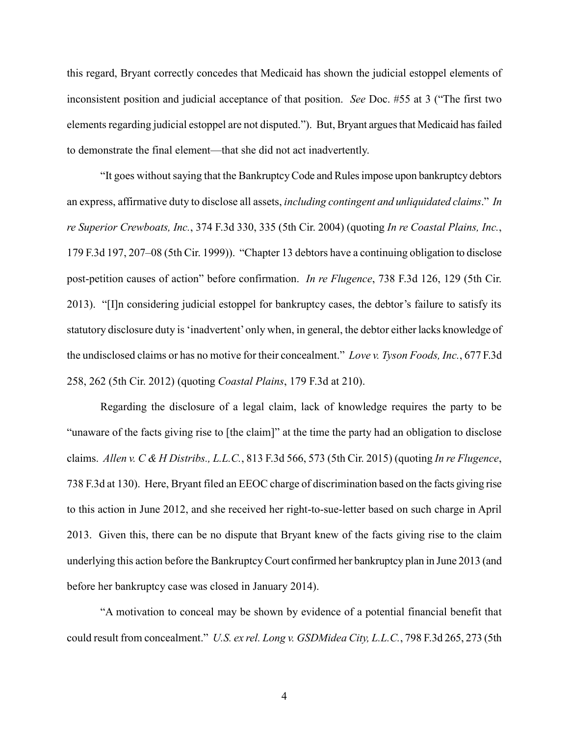this regard, Bryant correctly concedes that Medicaid has shown the judicial estoppel elements of inconsistent position and judicial acceptance of that position. *See* Doc. #55 at 3 ("The first two elements regarding judicial estoppel are not disputed."). But, Bryant argues that Medicaid has failed to demonstrate the final element—that she did not act inadvertently.

"It goes without saying that the Bankruptcy Code and Rules impose upon bankruptcy debtors an express, affirmative duty to disclose all assets, *including contingent and unliquidated claims*." *In re Superior Crewboats, Inc.*, 374 F.3d 330, 335 (5th Cir. 2004) (quoting *In re Coastal Plains, Inc.*, 179 F.3d 197, 207–08 (5th Cir. 1999)). "Chapter 13 debtors have a continuing obligation to disclose post-petition causes of action" before confirmation. *In re Flugence*, 738 F.3d 126, 129 (5th Cir. 2013). "[I]n considering judicial estoppel for bankruptcy cases, the debtor's failure to satisfy its statutory disclosure duty is 'inadvertent' only when, in general, the debtor either lacks knowledge of the undisclosed claims or has no motive for their concealment." *Love v. Tyson Foods, Inc.*, 677 F.3d 258, 262 (5th Cir. 2012) (quoting *Coastal Plains*, 179 F.3d at 210).

Regarding the disclosure of a legal claim, lack of knowledge requires the party to be "unaware of the facts giving rise to [the claim]" at the time the party had an obligation to disclose claims. *Allen v. C & H Distribs., L.L.C.*, 813 F.3d 566, 573 (5th Cir. 2015) (quoting *In re Flugence*, 738 F.3d at 130). Here, Bryant filed an EEOC charge of discrimination based on the facts giving rise to this action in June 2012, and she received her right-to-sue-letter based on such charge in April 2013. Given this, there can be no dispute that Bryant knew of the facts giving rise to the claim underlying this action before the Bankruptcy Court confirmed her bankruptcy plan in June 2013 (and before her bankruptcy case was closed in January 2014).

"A motivation to conceal may be shown by evidence of a potential financial benefit that could result from concealment." *U.S. ex rel. Long v. GSDMidea City, L.L.C.*, 798 F.3d 265, 273 (5th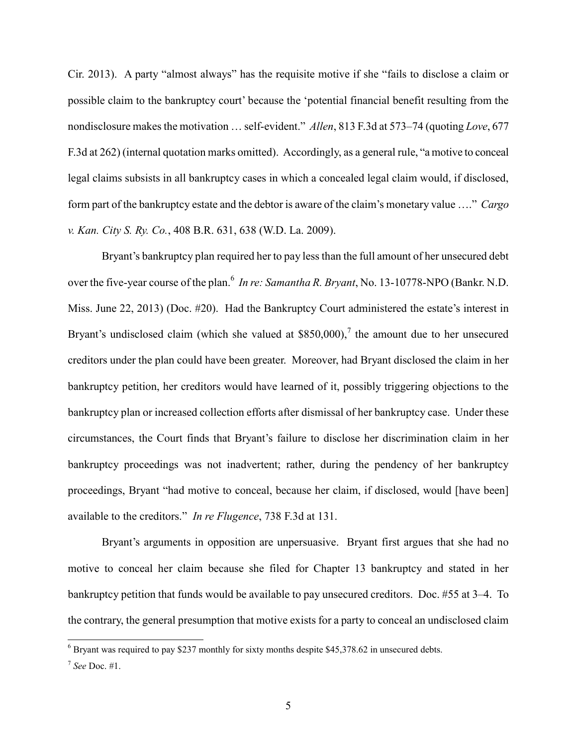Cir. 2013). A party "almost always" has the requisite motive if she "fails to disclose a claim or possible claim to the bankruptcy court' because the 'potential financial benefit resulting from the nondisclosure makes the motivation … self-evident." *Allen*, 813 F.3d at 573–74 (quoting *Love*, 677 F.3d at 262) (internal quotation marks omitted). Accordingly, as a general rule, "a motive to conceal legal claims subsists in all bankruptcy cases in which a concealed legal claim would, if disclosed, form part of the bankruptcy estate and the debtor is aware of the claim's monetary value …." *Cargo v. Kan. City S. Ry. Co.*, 408 B.R. 631, 638 (W.D. La. 2009).

Bryant's bankruptcy plan required her to pay less than the full amount of her unsecured debt over the five-year course of the plan.[6] *In re: Samantha R. Bryant*, No. 13-10778-NPO (Bankr. N.D. Miss. June 22, 2013) (Doc. #20). Had the Bankruptcy Court administered the estate's interest in Bryant's undisclosed claim (which she valued at $850,000),[7] the amount due to her unsecured creditors under the plan could have been greater. Moreover, had Bryant disclosed the claim in her bankruptcy petition, her creditors would have learned of it, possibly triggering objections to the bankruptcy plan or increased collection efforts after dismissal of her bankruptcy case. Under these circumstances, the Court finds that Bryant's failure to disclose her discrimination claim in her bankruptcy proceedings was not inadvertent; rather, during the pendency of her bankruptcy proceedings, Bryant "had motive to conceal, because her claim, if disclosed, would [have been] available to the creditors." *In re Flugence*, 738 F.3d at 131.

Bryant's arguments in opposition are unpersuasive. Bryant first argues that she had no motive to conceal her claim because she filed for Chapter 13 bankruptcy and stated in her bankruptcy petition that funds would be available to pay unsecured creditors. Doc. #55 at 3–4. To the contrary, the general presumption that motive exists for a party to conceal an undisclosed claim

---

[6] Bryant was required to pay $237 monthly for sixty months despite $45,378.62 in unsecured debts.

[7] *See* Doc. #1.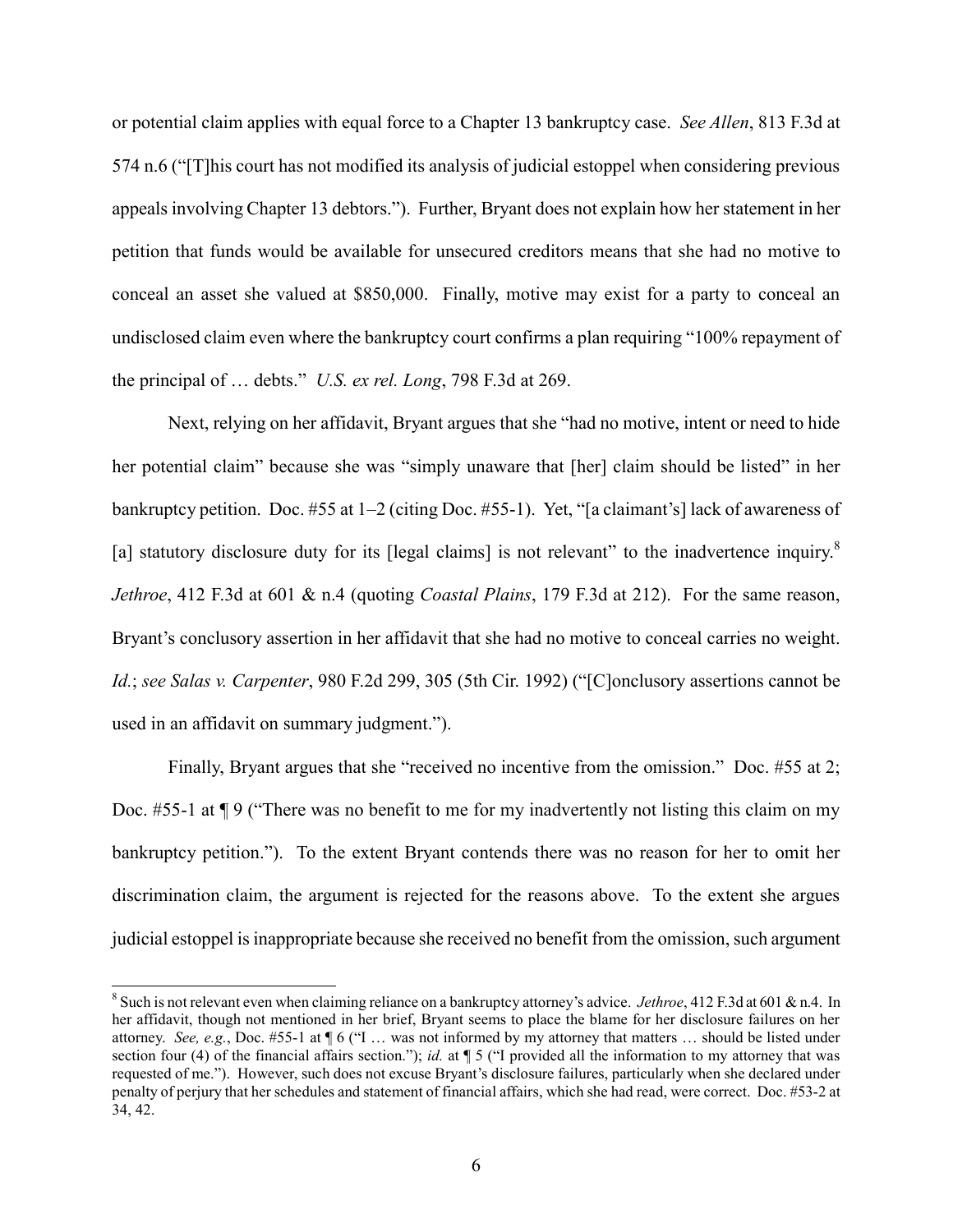or potential claim applies with equal force to a Chapter 13 bankruptcy case. *See Allen*, 813 F.3d at 574 n.6 ("[T]his court has not modified its analysis of judicial estoppel when considering previous appeals involving Chapter 13 debtors."). Further, Bryant does not explain how her statement in her petition that funds would be available for unsecured creditors means that she had no motive to conceal an asset she valued at $850,000. Finally, motive may exist for a party to conceal an undisclosed claim even where the bankruptcy court confirms a plan requiring "100% repayment of the principal of … debts." *U.S. ex rel. Long*, 798 F.3d at 269.

Next, relying on her affidavit, Bryant argues that she "had no motive, intent or need to hide her potential claim" because she was "simply unaware that [her] claim should be listed" in her bankruptcy petition. Doc. #55 at 1–2 (citing Doc. #55-1). Yet, "[a claimant's] lack of awareness of [a] statutory disclosure duty for its [legal claims] is not relevant" to the inadvertence inquiry.[8] *Jethroe*, 412 F.3d at 601 & n.4 (quoting *Coastal Plains*, 179 F.3d at 212). For the same reason, Bryant's conclusory assertion in her affidavit that she had no motive to conceal carries no weight. *Id.*; *see Salas v. Carpenter*, 980 F.2d 299, 305 (5th Cir. 1992) ("[C]onclusory assertions cannot be used in an affidavit on summary judgment.").

Finally, Bryant argues that she "received no incentive from the omission." Doc. #55 at 2; Doc. #55-1 at ¶ 9 ("There was no benefit to me for my inadvertently not listing this claim on my bankruptcy petition."). To the extent Bryant contends there was no reason for her to omit her discrimination claim, the argument is rejected for the reasons above. To the extent she argues judicial estoppel is inappropriate because she received no benefit from the omission, such argument

---

[8] Such is not relevant even when claiming reliance on a bankruptcy attorney's advice. *Jethroe*, 412 F.3d at 601 & n.4. In her affidavit, though not mentioned in her brief, Bryant seems to place the blame for her disclosure failures on her attorney. *See, e.g.*, Doc. #55-1 at ¶ 6 ("I … was not informed by my attorney that matters … should be listed under section four (4) of the financial affairs section."); *id.* at ¶ 5 ("I provided all the information to my attorney that was requested of me."). However, such does not excuse Bryant's disclosure failures, particularly when she declared under penalty of perjury that her schedules and statement of financial affairs, which she had read, were correct. Doc. #53-2 at 34, 42.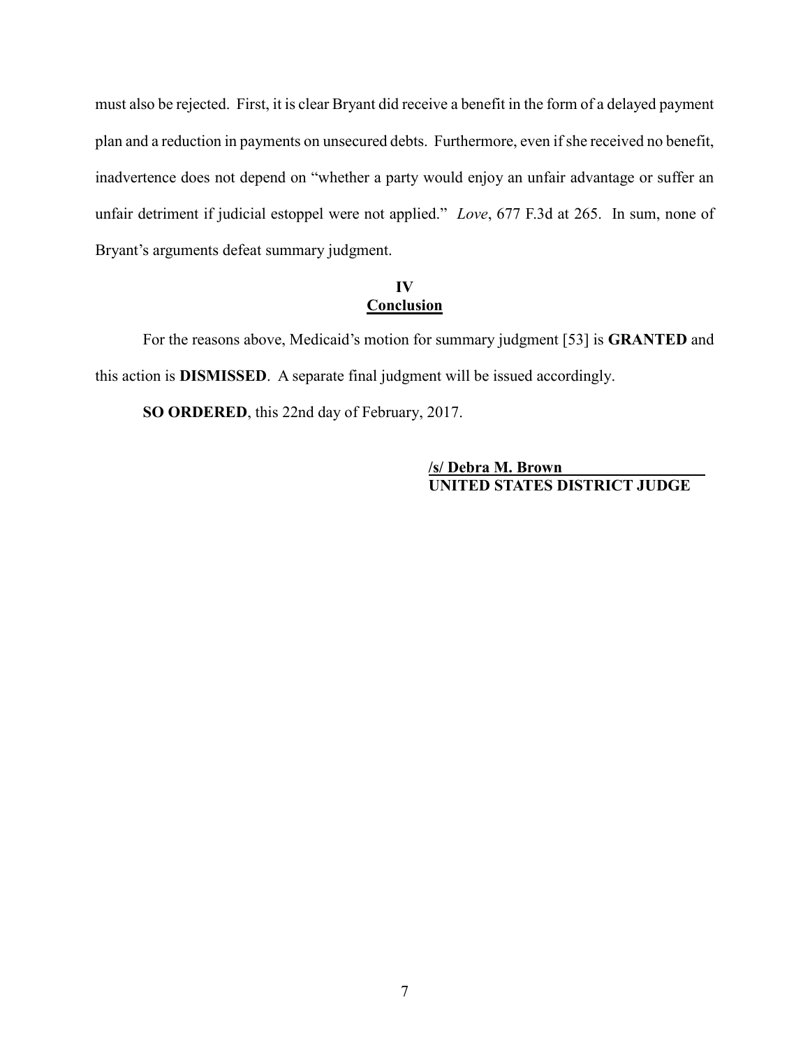must also be rejected. First, it is clear Bryant did receive a benefit in the form of a delayed payment plan and a reduction in payments on unsecured debts. Furthermore, even if she received no benefit, inadvertence does not depend on "whether a party would enjoy an unfair advantage or suffer an unfair detriment if judicial estoppel were not applied." *Love*, 677 F.3d at 265. In sum, none of Bryant's arguments defeat summary judgment.

## IV
## Conclusion

For the reasons above, Medicaid's motion for summary judgment [53] is **GRANTED** and this action is **DISMISSED**. A separate final judgment will be issued accordingly.

**SO ORDERED**, this 22nd day of February, 2017.

**/s/ Debra M. Brown**
**UNITED STATES DISTRICT JUDGE**